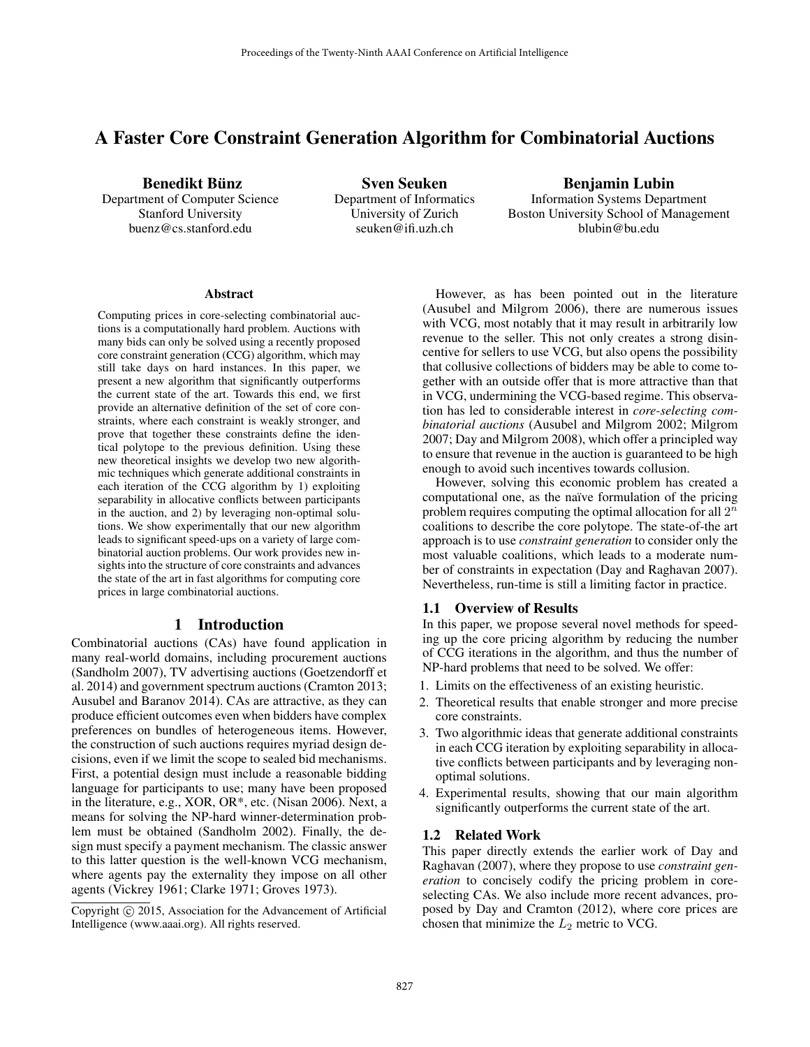# A Faster Core Constraint Generation Algorithm for Combinatorial Auctions

**Benedikt Bünz**
Department of Computer Science
Stanford University
buenz@cs.stanford.edu

**Sven Seuken**
Department of Informatics
University of Zurich
seuken@ifi.uzh.ch

**Benjamin Lubin**
Information Systems Department
Boston University School of Management
blubin@bu.edu

## Abstract

Computing prices in core-selecting combinatorial auctions is a computationally hard problem. Auctions with many bids can only be solved using a recently proposed core constraint generation (CCG) algorithm, which may still take days on hard instances. In this paper, we present a new algorithm that significantly outperforms the current state of the art. Towards this end, we first provide an alternative definition of the set of core constraints, where each constraint is weakly stronger, and prove that together these constraints define the identical polytope to the previous definition. Using these new theoretical insights we develop two new algorithmic techniques which generate additional constraints in each iteration of the CCG algorithm by 1) exploiting separability in allocative conflicts between participants in the auction, and 2) by leveraging non-optimal solutions. We show experimentally that our new algorithm leads to significant speed-ups on a variety of large combinatorial auction problems. Our work provides new insights into the structure of core constraints and advances the state of the art in fast algorithms for computing core prices in large combinatorial auctions.

## 1 Introduction

Combinatorial auctions (CAs) have found application in many real-world domains, including procurement auctions (Sandholm 2007), TV advertising auctions (Goetzendorff et al. 2014) and government spectrum auctions (Cramton 2013; Ausubel and Baranov 2014). CAs are attractive, as they can produce efficient outcomes even when bidders have complex preferences on bundles of heterogeneous items. However, the construction of such auctions requires myriad design decisions, even if we limit the scope to sealed bid mechanisms. First, a potential design must include a reasonable bidding language for participants to use; many have been proposed in the literature, e.g., XOR, OR*, etc. (Nisan 2006). Next, a means for solving the NP-hard winner-determination problem must be obtained (Sandholm 2002). Finally, the design must specify a payment mechanism. The classic answer to this latter question is the well-known VCG mechanism, where agents pay the externality they impose on all other agents (Vickrey 1961; Clarke 1971; Groves 1973).

Copyright © 2015, Association for the Advancement of Artificial Intelligence (www.aaai.org). All rights reserved.

However, as has been pointed out in the literature (Ausubel and Milgrom 2006), there are numerous issues with VCG, most notably that it may result in arbitrarily low revenue to the seller. This not only creates a strong disincentive for sellers to use VCG, but also opens the possibility that collusive collections of bidders may be able to come together with an outside offer that is more attractive than that in VCG, undermining the VCG-based regime. This observation has led to considerable interest in *core-selecting combinatorial auctions* (Ausubel and Milgrom 2002; Milgrom 2007; Day and Milgrom 2008), which offer a principled way to ensure that revenue in the auction is guaranteed to be high enough to avoid such incentives towards collusion.

However, solving this economic problem has created a computational one, as the naïve formulation of the pricing problem requires computing the optimal allocation for all $2^n$ coalitions to describe the core polytope. The state-of-the art approach is to use *constraint generation* to consider only the most valuable coalitions, which leads to a moderate number of constraints in expectation (Day and Raghavan 2007). Nevertheless, run-time is still a limiting factor in practice.

### 1.1 Overview of Results

In this paper, we propose several novel methods for speeding up the core pricing algorithm by reducing the number of CCG iterations in the algorithm, and thus the number of NP-hard problems that need to be solved. We offer:

1. Limits on the effectiveness of an existing heuristic.
2. Theoretical results that enable stronger and more precise core constraints.
3. Two algorithmic ideas that generate additional constraints in each CCG iteration by exploiting separability in allocative conflicts between participants and by leveraging non-optimal solutions.
4. Experimental results, showing that our main algorithm significantly outperforms the current state of the art.

### 1.2 Related Work

This paper directly extends the earlier work of Day and Raghavan (2007), where they propose to use *constraint generation* to concisely codify the pricing problem in core-selecting CAs. We also include more recent advances, proposed by Day and Cramton (2012), where core prices are chosen that minimize the $L_2$ metric to VCG.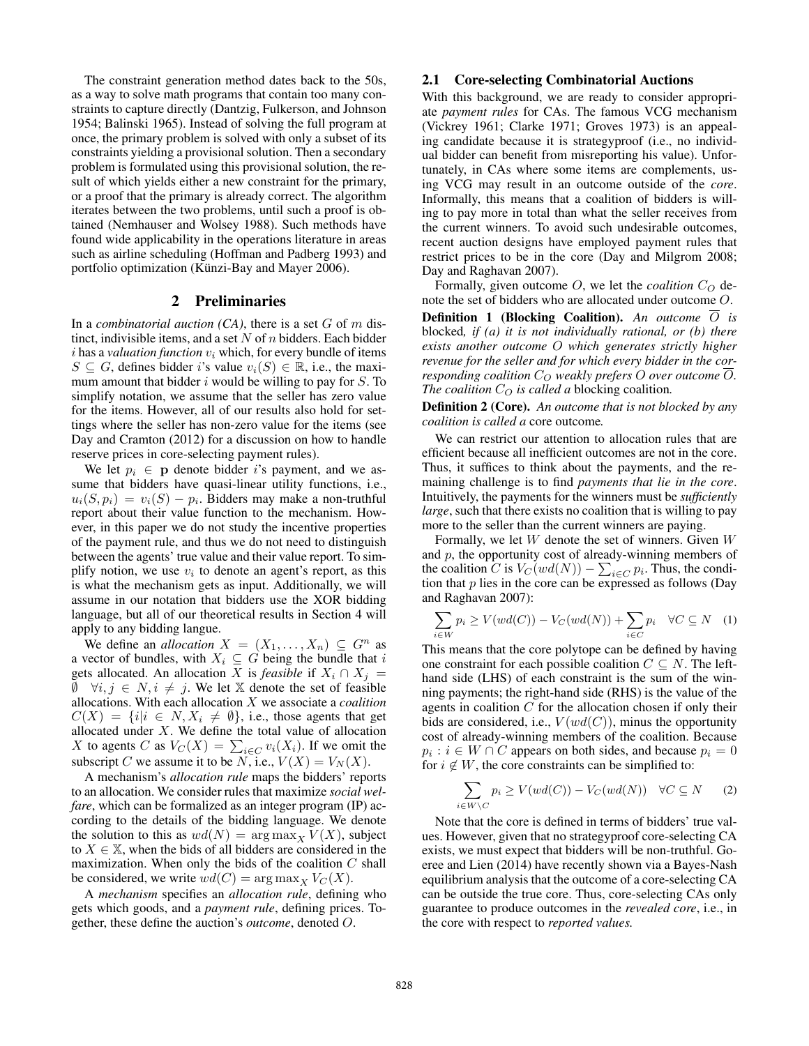The constraint generation method dates back to the 50s, as a way to solve math programs that contain too many constraints to capture directly (Dantzig, Fulkerson, and Johnson 1954; Balinski 1965). Instead of solving the full program at once, the primary problem is solved with only a subset of its constraints yielding a provisional solution. Then a secondary problem is formulated using this provisional solution, the result of which yields either a new constraint for the primary, or a proof that the primary is already correct. The algorithm iterates between the two problems, until such a proof is obtained (Nemhauser and Wolsey 1988). Such methods have found wide applicability in the operations literature in areas such as airline scheduling (Hoffman and Padberg 1993) and portfolio optimization (Künzi-Bay and Mayer 2006).

## 2 Preliminaries

In a *combinatorial auction (CA)*, there is a set $G$ of $m$ distinct, indivisible items, and a set $N$ of $n$ bidders. Each bidder $i$ has a *valuation function* $v_i$ which, for every bundle of items $S \subseteq G$, defines bidder $i$'s value $v_i(S) \in \mathbb{R}$, i.e., the maximum amount that bidder $i$ would be willing to pay for $S$. To simplify notation, we assume that the seller has zero value for the items. However, all of our results also hold for settings where the seller has non-zero value for the items (see Day and Cramton (2012) for a discussion on how to handle reserve prices in core-selecting payment rules).

We let $p_i \in \mathbf{p}$ denote bidder $i$'s payment, and we assume that bidders have quasi-linear utility functions, i.e., $u_i(S, p_i) = v_i(S) - p_i$. Bidders may make a non-truthful report about their value function to the mechanism. However, in this paper we do not study the incentive properties of the payment rule, and thus we do not need to distinguish between the agents' true value and their value report. To simplify notion, we use $v_i$ to denote an agent's report, as this is what the mechanism gets as input. Additionally, we will assume in our notation that bidders use the XOR bidding language, but all of our theoretical results in Section 4 will apply to any bidding langue.

We define an *allocation* $X = (X_1, \ldots, X_n) \subseteq G^n$ as a vector of bundles, with $X_i \subseteq G$ being the bundle that $i$ gets allocated. An allocation $X$ is *feasible* if $X_i \cap X_j = \emptyset \quad \forall i, j \in N, i \neq j$. We let $\mathbb{X}$ denote the set of feasible allocations. With each allocation $X$ we associate a *coalition* $C(X) = \{i | i \in N, X_i \neq \emptyset\}$, i.e., those agents that get allocated under $X$. We define the total value of allocation $X$ to agents $C$ as $V_C(X) = \sum_{i \in C} v_i(X_i)$. If we omit the subscript $C$ we assume it to be $N$, i.e., $V(X) = V_N(X)$.

A mechanism's *allocation rule* maps the bidders' reports to an allocation. We consider rules that maximize *social welfare*, which can be formalized as an integer program (IP) according to the details of the bidding language. We denote the solution to this as $wd(N) = \arg\max_X V(X)$, subject to $X \in \mathbb{X}$, when the bids of all bidders are considered in the maximization. When only the bids of the coalition $C$ shall be considered, we write $wd(C) = \arg\max_X V_C(X)$.

A *mechanism* specifies an *allocation rule*, defining who gets which goods, and a *payment rule*, defining prices. Together, these define the auction's *outcome*, denoted $O$.

### 2.1 Core-selecting Combinatorial Auctions

With this background, we are ready to consider appropriate *payment rules* for CAs. The famous VCG mechanism (Vickrey 1961; Clarke 1971; Groves 1973) is an appealing candidate because it is strategyproof (i.e., no individual bidder can benefit from misreporting his value). Unfortunately, in CAs where some items are complements, using VCG may result in an outcome outside of the *core*. Informally, this means that a coalition of bidders is willing to pay more in total than what the seller receives from the current winners. To avoid such undesirable outcomes, recent auction designs have employed payment rules that restrict prices to be in the core (Day and Milgrom 2008; Day and Raghavan 2007).

Formally, given outcome $O$, we let the *coalition* $C_O$ denote the set of bidders who are allocated under outcome $O$.

**Definition 1 (Blocking Coalition).** *An outcome* $\overline{O}$ *is* blocked*, if (a) it is not individually rational, or (b) there exists another outcome* $O$ *which generates strictly higher revenue for the seller and for which every bidder in the corresponding coalition* $C_O$ *weakly prefers* $O$ *over outcome* $\overline{O}$*. The coalition* $C_O$ *is called a* blocking coalition*.*

**Definition 2 (Core).** *An outcome that is not blocked by any coalition is called a* core outcome*.*

We can restrict our attention to allocation rules that are efficient because all inefficient outcomes are not in the core. Thus, it suffices to think about the payments, and the remaining challenge is to find *payments that lie in the core*. Intuitively, the payments for the winners must be *sufficiently large*, such that there exists no coalition that is willing to pay more to the seller than the current winners are paying.

Formally, we let $W$ denote the set of winners. Given $W$ and $p$, the opportunity cost of already-winning members of the coalition $C$ is $V_C(wd(N)) - \sum_{i \in C} p_i$. Thus, the condition that $p$ lies in the core can be expressed as follows (Day and Raghavan 2007):

$$\sum_{i \in W} p_i \geq V(wd(C)) - V_C(wd(N)) + \sum_{i \in C} p_i \quad \forall C \subseteq N \quad (1)$$

This means that the core polytope can be defined by having one constraint for each possible coalition $C \subseteq N$. The left-hand side (LHS) of each constraint is the sum of the winning payments; the right-hand side (RHS) is the value of the agents in coalition $C$ for the allocation chosen if only their bids are considered, i.e., $V(wd(C))$, minus the opportunity cost of already-winning members of the coalition. Because $p_i : i \in W \cap C$ appears on both sides, and because $p_i = 0$ for $i \notin W$, the core constraints can be simplified to:

$$\sum_{i \in W \setminus C} p_i \geq V(wd(C)) - V_C(wd(N)) \quad \forall C \subseteq N \quad (2)$$

Note that the core is defined in terms of bidders' true values. However, given that no strategyproof core-selecting CA exists, we must expect that bidders will be non-truthful. Goeree and Lien (2014) have recently shown via a Bayes-Nash equilibrium analysis that the outcome of a core-selecting CA can be outside the true core. Thus, core-selecting CAs only guarantee to produce outcomes in the *revealed core*, i.e., in the core with respect to *reported values.*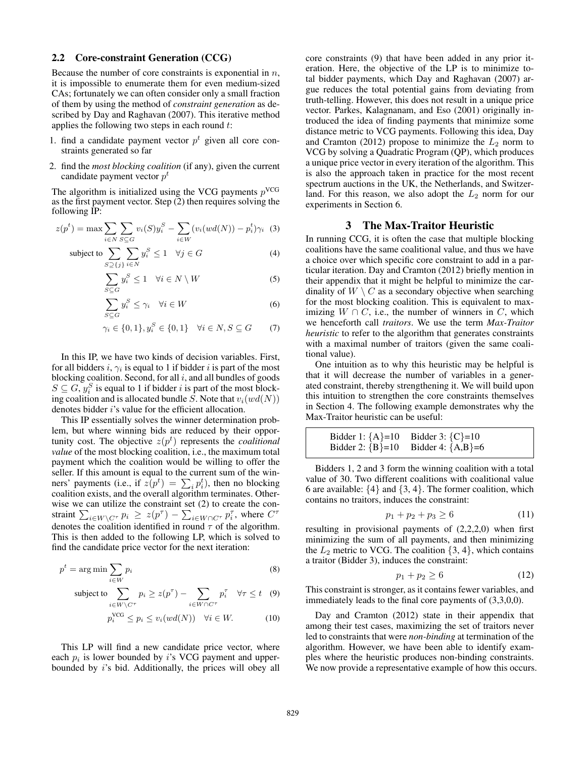## 2.2 Core-constraint Generation (CCG)

Because the number of core constraints is exponential in $n$, it is impossible to enumerate them for even medium-sized CAs; fortunately we can often consider only a small fraction of them by using the method of *constraint generation* as described by Day and Raghavan (2007). This iterative method applies the following two steps in each round $t$:

1. find a candidate payment vector $p^t$ given all core constraints generated so far
2. find the *most blocking coalition* (if any), given the current candidate payment vector $p^t$

The algorithm is initialized using the VCG payments $p^{\text{VCG}}$ as the first payment vector. Step (2) then requires solving the following IP:

$$z(p^t) = \max \sum_{i \in N} \sum_{S \subseteq G} v_i(S) y_i^S - \sum_{i \in W} (v_i(wd(N)) - p_i^t)\gamma_i \quad (3)$$

$$\text{subject to} \sum_{S \supseteq \{j\}} \sum_{i \in N} y_i^S \leq 1 \quad \forall j \in G \quad (4)$$

$$\sum_{S \subseteq G} y_i^S \leq 1 \quad \forall i \in N \setminus W \quad (5)$$

$$\sum_{S \subseteq G} y_i^S \leq \gamma_i \quad \forall i \in W \quad (6)$$

$$\gamma_i \in \{0,1\}, y_i^S \in \{0,1\} \quad \forall i \in N, S \subseteq G \quad (7)$$

In this IP, we have two kinds of decision variables. First, for all bidders $i$, $\gamma_i$ is equal to 1 if bidder $i$ is part of the most blocking coalition. Second, for all $i$, and all bundles of goods $S \subseteq G$, $y_i^S$ is equal to 1 if bidder $i$ is part of the most blocking coalition and is allocated bundle $S$. Note that $v_i(wd(N))$ denotes bidder $i$'s value for the efficient allocation.

This IP essentially solves the winner determination problem, but where winning bids are reduced by their opportunity cost. The objective $z(p^t)$ represents the *coalitional value* of the most blocking coalition, i.e., the maximum total payment which the coalition would be willing to offer the seller. If this amount is equal to the current sum of the winners' payments (i.e., if $z(p^t) = \sum_i p_i^t$), then no blocking coalition exists, and the overall algorithm terminates. Otherwise we can utilize the constraint set (2) to create the constraint $\sum_{i \in W \setminus C^\tau} p_i \geq z(p^\tau) - \sum_{i \in W \cap C^\tau} p_i^\tau$, where $C^\tau$ denotes the coalition identified in round $\tau$ of the algorithm. This is then added to the following LP, which is solved to find the candidate price vector for the next iteration:

$$p^t = \arg\min \sum_{i \in W} p_i \quad (8)$$

$$\text{subject to} \sum_{i \in W \setminus C^\tau} p_i \geq z(p^\tau) - \sum_{i \in W \cap C^\tau} p_i^\tau \quad \forall \tau \leq t \quad (9)$$

$$p_i^{\text{VCG}} \leq p_i \leq v_i(wd(N)) \quad \forall i \in W. \quad (10)$$

This LP will find a new candidate price vector, where each $p_i$ is lower bounded by $i$'s VCG payment and upper-bounded by $i$'s bid. Additionally, the prices will obey all core constraints (9) that have been added in any prior iteration. Here, the objective of the LP is to minimize total bidder payments, which Day and Raghavan (2007) argue reduces the total potential gains from deviating from truth-telling. However, this does not result in a unique price vector. Parkes, Kalagnanam, and Eso (2001) originally introduced the idea of finding payments that minimize some distance metric to VCG payments. Following this idea, Day and Cramton (2012) propose to minimize the $L_2$ norm to VCG by solving a Quadratic Program (QP), which produces a unique price vector in every iteration of the algorithm. This is also the approach taken in practice for the most recent spectrum auctions in the UK, the Netherlands, and Switzerland. For this reason, we also adopt the $L_2$ norm for our experiments in Section 6.

# 3 The Max-Traitor Heuristic

In running CCG, it is often the case that multiple blocking coalitions have the same coalitional value, and thus we have a choice over which specific core constraint to add in a particular iteration. Day and Cramton (2012) briefly mention in their appendix that it might be helpful to minimize the cardinality of $W \setminus C$ as a secondary objective when searching for the most blocking coalition. This is equivalent to maximizing $W \cap C$, i.e., the number of winners in $C$, which we henceforth call *traitors*. We use the term *Max-Traitor heuristic* to refer to the algorithm that generates constraints with a maximal number of traitors (given the same coalitional value).

One intuition as to why this heuristic may be helpful is that it will decrease the number of variables in a generated constraint, thereby strengthening it. We will build upon this intuition to strengthen the core constraints themselves in Section 4. The following example demonstrates why the Max-Traitor heuristic can be useful:

| | |
|---|---|
| Bidder 1: {A}=10 | Bidder 3: {C}=10 |
| Bidder 2: {B}=10 | Bidder 4: {A,B}=6 |

Bidders 1, 2 and 3 form the winning coalition with a total value of 30. Two different coalitions with coalitional value 6 are available: $\{4\}$ and $\{3, 4\}$. The former coalition, which contains no traitors, induces the constraint:

$$p_1 + p_2 + p_3 \geq 6 \quad (11)$$

resulting in provisional payments of (2,2,2,0) when first minimizing the sum of all payments, and then minimizing the $L_2$ metric to VCG. The coalition $\{3, 4\}$, which contains a traitor (Bidder 3), induces the constraint:

$$p_1 + p_2 \geq 6 \quad (12)$$

This constraint is stronger, as it contains fewer variables, and immediately leads to the final core payments of (3,3,0,0).

Day and Cramton (2012) state in their appendix that among their test cases, maximizing the set of traitors never led to constraints that were *non-binding* at termination of the algorithm. However, we have been able to identify examples where the heuristic produces non-binding constraints. We now provide a representative example of how this occurs.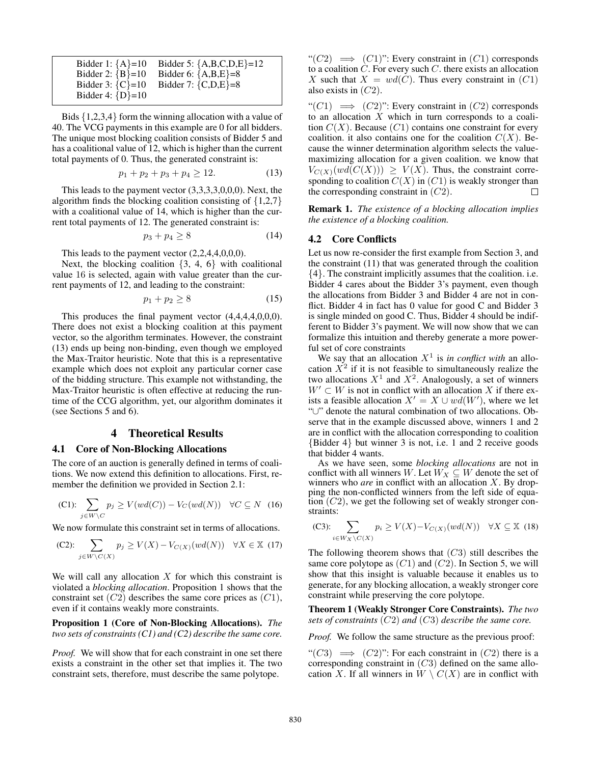| | |
|---|---|
| Bidder 1: {A}=10 | Bidder 5: {A,B,C,D,E}=12 |
| Bidder 2: {B}=10 | Bidder 6: {A,B,E}=8 |
| Bidder 3: {C}=10 | Bidder 7: {C,D,E}=8 |
| Bidder 4: {D}=10 | |

Bids {1,2,3,4} form the winning allocation with a value of 40. The VCG payments in this example are 0 for all bidders. The unique most blocking coalition consists of Bidder 5 and has a coalitional value of 12, which is higher than the current total payments of 0. Thus, the generated constraint is:

$$p_1 + p_2 + p_3 + p_4 \geq 12. \tag{13}$$

This leads to the payment vector (3,3,3,3,0,0,0). Next, the algorithm finds the blocking coalition consisting of {1,2,7} with a coalitional value of 14, which is higher than the current total payments of 12. The generated constraint is:

$$p_3 + p_4 \geq 8 \tag{14}$$

This leads to the payment vector (2,2,4,4,0,0,0).

Next, the blocking coalition {3, 4, 6} with coalitional value 16 is selected, again with value greater than the current payments of 12, and leading to the constraint:

$$p_1 + p_2 \geq 8 \tag{15}$$

This produces the final payment vector (4,4,4,4,0,0,0). There does not exist a blocking coalition at this payment vector, so the algorithm terminates. However, the constraint (13) ends up being non-binding, even though we employed the Max-Traitor heuristic. Note that this is a representative example which does not exploit any particular corner case of the bidding structure. This example not withstanding, the Max-Traitor heuristic is often effective at reducing the runtime of the CCG algorithm, yet, our algorithm dominates it (see Sections 5 and 6).

## 4 Theoretical Results

### 4.1 Core of Non-Blocking Allocations

The core of an auction is generally defined in terms of coalitions. We now extend this definition to allocations. First, remember the definition we provided in Section 2.1:

$$\text{(C1):} \sum_{j \in W \setminus C} p_j \geq V(wd(C)) - V_C(wd(N)) \quad \forall C \subseteq N \tag{16}$$

We now formulate this constraint set in terms of allocations.

$$\text{(C2):} \sum_{j \in W \setminus C(X)} p_j \geq V(X) - V_{C(X)}(wd(N)) \quad \forall X \in \mathbb{X} \tag{17}$$

We will call any allocation $X$ for which this constraint is violated a *blocking allocation*. Proposition 1 shows that the constraint set $(C2)$ describes the same core prices as $(C1)$, even if it contains weakly more constraints.

**Proposition 1 (Core of Non-Blocking Allocations).** *The two sets of constraints (C1) and (C2) describe the same core.*

*Proof.* We will show that for each constraint in one set there exists a constraint in the other set that implies it. The two constraint sets, therefore, must describe the same polytope.

"$(C2) \implies (C1)$": Every constraint in $(C1)$ corresponds to a coalition $C$. For every such $C$. there exists an allocation $X$ such that $X = wd(C)$. Thus every constraint in $(C1)$ also exists in $(C2)$.

"$(C1) \implies (C2)$": Every constraint in $(C2)$ corresponds to an allocation $X$ which in turn corresponds to a coalition $C(X)$. Because $(C1)$ contains one constraint for every coalition. it also contains one for the coalition $C(X)$. Because the winner determination algorithm selects the value-maximizing allocation for a given coalition. we know that $V_{C(X)}(wd(C(X))) \geq V(X)$. Thus, the constraint corresponding to coalition $C(X)$ in $(C1)$ is weakly stronger than the corresponding constraint in $(C2)$. $\square$

**Remark 1.** *The existence of a blocking allocation implies the existence of a blocking coalition.*

### 4.2 Core Conflicts

Let us now re-consider the first example from Section 3, and the constraint (11) that was generated through the coalition {4}. The constraint implicitly assumes that the coalition. i.e. Bidder 4 cares about the Bidder 3's payment, even though the allocations from Bidder 3 and Bidder 4 are not in conflict. Bidder 4 in fact has 0 value for good C and Bidder 3 is single minded on good C. Thus, Bidder 4 should be indifferent to Bidder 3's payment. We will now show that we can formalize this intuition and thereby generate a more powerful set of core constraints

We say that an allocation $X^1$ is *in conflict with* an allocation $X^2$ if it is not feasible to simultaneously realize the two allocations $X^1$ and $X^2$. Analogously, a set of winners $W' \subset W$ is not in conflict with an allocation $X$ if there exists a feasible allocation $X' = X \cup wd(W')$, where we let "$\cup$" denote the natural combination of two allocations. Observe that in the example discussed above, winners 1 and 2 are in conflict with the allocation corresponding to coalition {Bidder 4} but winner 3 is not, i.e. 1 and 2 receive goods that bidder 4 wants.

As we have seen, some *blocking allocations* are not in conflict with all winners $W$. Let $W_X \subseteq W$ denote the set of winners who *are* in conflict with an allocation $X$. By dropping the non-conflicted winners from the left side of equation $(C2)$, we get the following set of weakly stronger constraints:

$$\text{(C3):} \sum_{i \in W_X \setminus C(X)} p_i \geq V(X) - V_{C(X)}(wd(N)) \quad \forall X \subseteq \mathbb{X} \tag{18}$$

The following theorem shows that $(C3)$ still describes the same core polytope as $(C1)$ and $(C2)$. In Section 5, we will show that this insight is valuable because it enables us to generate, for any blocking allocation, a weakly stronger core constraint while preserving the core polytope.

**Theorem 1 (Weakly Stronger Core Constraints).** *The two sets of constraints $(C2)$ and $(C3)$ describe the same core.*

*Proof.* We follow the same structure as the previous proof:

"$(C3) \implies (C2)$": For each constraint in $(C2)$ there is a corresponding constraint in $(C3)$ defined on the same allocation $X$. If all winners in $W \setminus C(X)$ are in conflict with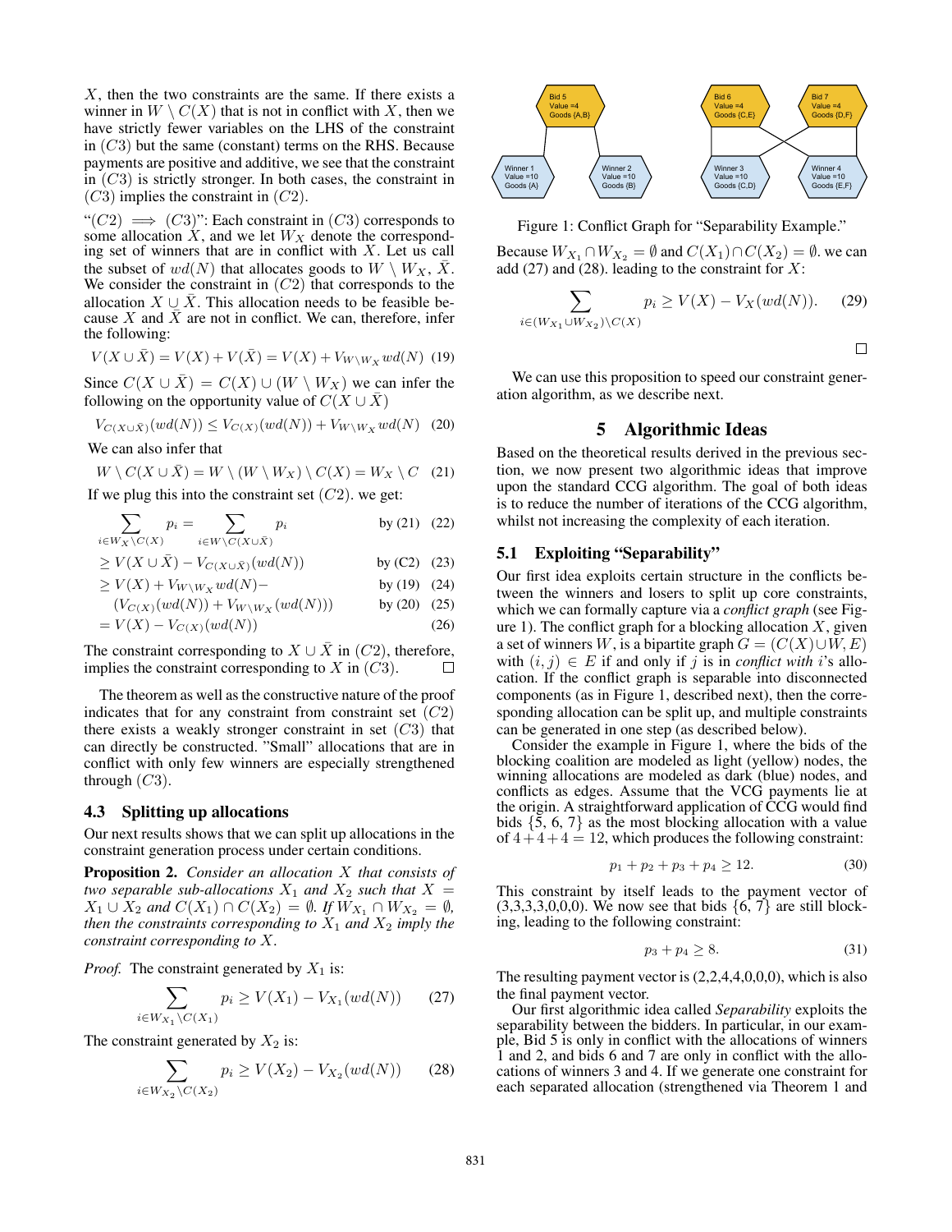$X$, then the two constraints are the same. If there exists a winner in $W \setminus C(X)$ that is not in conflict with $X$, then we have strictly fewer variables on the LHS of the constraint in $(C3)$ but the same (constant) terms on the RHS. Because payments are positive and additive, we see that the constraint in $(C3)$ is strictly stronger. In both cases, the constraint in $(C3)$ implies the constraint in $(C2)$.

"$(C2) \implies (C3)$": Each constraint in $(C3)$ corresponds to some allocation $X$, and we let $W_X$ denote the corresponding set of winners that are in conflict with $X$. Let us call the subset of $wd(N)$ that allocates goods to $W \setminus W_X$, $\bar{X}$. We consider the constraint in $(C2)$ that corresponds to the allocation $X \cup \bar{X}$. This allocation needs to be feasible because $X$ and $\bar{X}$ are not in conflict. We can, therefore, infer the following:

$$V(X \cup \bar{X}) = V(X) + V(\bar{X}) = V(X) + V_{W \setminus W_X} wd(N) \quad (19)$$

Since $C(X \cup \bar{X}) = C(X) \cup (W \setminus W_X)$ we can infer the following on the opportunity value of $C(X \cup \bar{X})$

$$V_{C(X \cup \bar{X})}(wd(N)) \leq V_{C(X)}(wd(N)) + V_{W \setminus W_X} wd(N) \quad (20)$$

We can also infer that

$$W \setminus C(X \cup \bar{X}) = W \setminus (W \setminus W_X) \setminus C(X) = W_X \setminus C \quad (21)$$

If we plug this into the constraint set $(C2)$. we get:

$$\begin{aligned}
\sum_{i \in W_X \setminus C(X)} p_i &= \sum_{i \in W \setminus C(X \cup \bar{X})} p_i && \text{by (21)} \quad (22)\\
&\geq V(X \cup \bar{X}) - V_{C(X \cup \bar{X})}(wd(N)) && \text{by (C2)} \quad (23)\\
&\geq V(X) + V_{W \setminus W_X} wd(N) - && \text{by (19)} \quad (24)\\
&\quad (V_{C(X)}(wd(N)) + V_{W \setminus W_X}(wd(N))) && \text{by (20)} \quad (25)\\
&= V(X) - V_{C(X)}(wd(N)) && (26)
\end{aligned}$$

The constraint corresponding to $X \cup \bar{X}$ in $(C2)$, therefore, implies the constraint corresponding to $X$ in $(C3)$. □

The theorem as well as the constructive nature of the proof indicates that for any constraint from constraint set $(C2)$ there exists a weakly stronger constraint in set $(C3)$ that can directly be constructed. "Small" allocations that are in conflict with only few winners are especially strengthened through $(C3)$.

### 4.3 Splitting up allocations

Our next results shows that we can split up allocations in the constraint generation process under certain conditions.

**Proposition 2.** *Consider an allocation $X$ that consists of two separable sub-allocations $X_1$ and $X_2$ such that $X = X_1 \cup X_2$ and $C(X_1) \cap C(X_2) = \emptyset$. If $W_{X_1} \cap W_{X_2} = \emptyset$, then the constraints corresponding to $X_1$ and $X_2$ imply the constraint corresponding to $X$.*

*Proof.* The constraint generated by $X_1$ is:

$$\sum_{i \in W_{X_1} \setminus C(X_1)} p_i \geq V(X_1) - V_{X_1}(wd(N)) \quad (27)$$

The constraint generated by $X_2$ is:

$$\sum_{i \in W_{X_2} \setminus C(X_2)} p_i \geq V(X_2) - V_{X_2}(wd(N)) \quad (28)$$

Because $W_{X_1} \cap W_{X_2} = \emptyset$ and $C(X_1) \cap C(X_2) = \emptyset$. we can add (27) and (28). leading to the constraint for $X$:

$$\sum_{i \in (W_{X_1} \cup W_{X_2}) \setminus C(X)} p_i \geq V(X) - V_X(wd(N)). \quad (29)$$

□

We can use this proposition to speed our constraint generation algorithm, as we describe next.

## 5 Algorithmic Ideas

Based on the theoretical results derived in the previous section, we now present two algorithmic ideas that improve upon the standard CCG algorithm. The goal of both ideas is to reduce the number of iterations of the CCG algorithm, whilst not increasing the complexity of each iteration.

### 5.1 Exploiting "Separability"

Our first idea exploits certain structure in the conflicts between the winners and losers to split up core constraints, which we can formally capture via a *conflict graph* (see Figure 1). The conflict graph for a blocking allocation $X$, given a set of winners $W$, is a bipartite graph $G = (C(X) \cup W, E)$ with $(i, j) \in E$ if and only if $j$ is in *conflict with* $i$'s allocation. If the conflict graph is separable into disconnected components (as in Figure 1, described next), then the corresponding allocation can be split up, and multiple constraints can be generated in one step (as described below).

Consider the example in Figure 1, where the bids of the blocking coalition are modeled as light (yellow) nodes, the winning allocations are modeled as dark (blue) nodes, and conflicts as edges. Assume that the VCG payments lie at the origin. A straightforward application of CCG would find bids $\{5, 6, 7\}$ as the most blocking allocation with a value of $4+4+4 = 12$, which produces the following constraint:

$$p_1 + p_2 + p_3 + p_4 \geq 12. \quad (30)$$

This constraint by itself leads to the payment vector of (3,3,3,3,0,0,0). We now see that bids $\{6, 7\}$ are still blocking, leading to the following constraint:

$$p_3 + p_4 \geq 8. \quad (31)$$

The resulting payment vector is (2,2,4,4,0,0,0), which is also the final payment vector.

Our first algorithmic idea called *Separability* exploits the separability between the bidders. In particular, in our example, Bid 5 is only in conflict with the allocations of winners 1 and 2, and bids 6 and 7 are only in conflict with the allocations of winners 3 and 4. If we generate one constraint for each separated allocation (strengthened via Theorem 1 and

Figure 1: Conflict Graph for "Separability Example."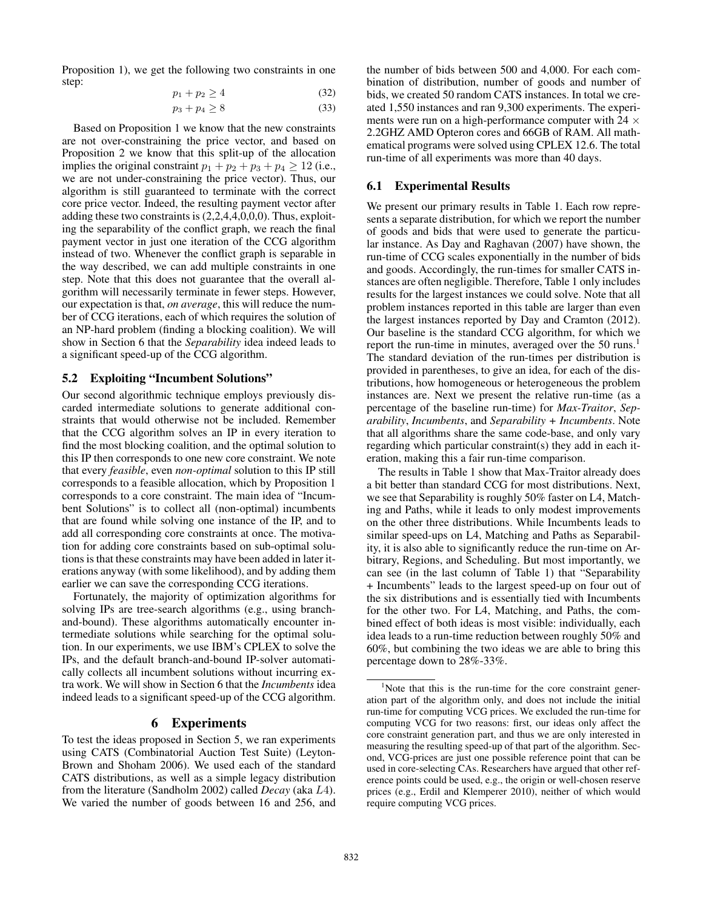Proposition 1), we get the following two constraints in one step:

$$p_1 + p_2 \geq 4 \tag{32}$$

$$p_3 + p_4 \geq 8 \tag{33}$$

Based on Proposition 1 we know that the new constraints are not over-constraining the price vector, and based on Proposition 2 we know that this split-up of the allocation implies the original constraint $p_1 + p_2 + p_3 + p_4 \geq 12$ (i.e., we are not under-constraining the price vector). Thus, our algorithm is still guaranteed to terminate with the correct core price vector. Indeed, the resulting payment vector after adding these two constraints is (2,2,4,4,0,0,0). Thus, exploiting the separability of the conflict graph, we reach the final payment vector in just one iteration of the CCG algorithm instead of two. Whenever the conflict graph is separable in the way described, we can add multiple constraints in one step. Note that this does not guarantee that the overall algorithm will necessarily terminate in fewer steps. However, our expectation is that, *on average*, this will reduce the number of CCG iterations, each of which requires the solution of an NP-hard problem (finding a blocking coalition). We will show in Section 6 that the *Separability* idea indeed leads to a significant speed-up of the CCG algorithm.

### 5.2 Exploiting "Incumbent Solutions"

Our second algorithmic technique employs previously discarded intermediate solutions to generate additional constraints that would otherwise not be included. Remember that the CCG algorithm solves an IP in every iteration to find the most blocking coalition, and the optimal solution to this IP then corresponds to one new core constraint. We note that every *feasible*, even *non-optimal* solution to this IP still corresponds to a feasible allocation, which by Proposition 1 corresponds to a core constraint. The main idea of "Incumbent Solutions" is to collect all (non-optimal) incumbents that are found while solving one instance of the IP, and to add all corresponding core constraints at once. The motivation for adding core constraints based on sub-optimal solutions is that these constraints may have been added in later iterations anyway (with some likelihood), and by adding them earlier we can save the corresponding CCG iterations.

Fortunately, the majority of optimization algorithms for solving IPs are tree-search algorithms (e.g., using branch-and-bound). These algorithms automatically encounter intermediate solutions while searching for the optimal solution. In our experiments, we use IBM's CPLEX to solve the IPs, and the default branch-and-bound IP-solver automatically collects all incumbent solutions without incurring extra work. We will show in Section 6 that the *Incumbents* idea indeed leads to a significant speed-up of the CCG algorithm.

## 6 Experiments

To test the ideas proposed in Section 5, we ran experiments using CATS (Combinatorial Auction Test Suite) (Leyton-Brown and Shoham 2006). We used each of the standard CATS distributions, as well as a simple legacy distribution from the literature (Sandholm 2002) called *Decay* (aka *L4*). We varied the number of goods between 16 and 256, and the number of bids between 500 and 4,000. For each combination of distribution, number of goods and number of bids, we created 50 random CATS instances. In total we created 1,550 instances and ran 9,300 experiments. The experiments were run on a high-performance computer with $24 \times$ 2.2GHZ AMD Opteron cores and 66GB of RAM. All mathematical programs were solved using CPLEX 12.6. The total run-time of all experiments was more than 40 days.

### 6.1 Experimental Results

We present our primary results in Table 1. Each row represents a separate distribution, for which we report the number of goods and bids that were used to generate the particular instance. As Day and Raghavan (2007) have shown, the run-time of CCG scales exponentially in the number of bids and goods. Accordingly, the run-times for smaller CATS instances are often negligible. Therefore, Table 1 only includes results for the largest instances we could solve. Note that all problem instances reported in this table are larger than even the largest instances reported by Day and Cramton (2012). Our baseline is the standard CCG algorithm, for which we report the run-time in minutes, averaged over the 50 runs.[1] The standard deviation of the run-times per distribution is provided in parentheses, to give an idea, for each of the distributions, how homogeneous or heterogeneous the problem instances are. Next we present the relative run-time (as a percentage of the baseline run-time) for *Max-Traitor*, *Separability*, *Incumbents*, and *Separability + Incumbents*. Note that all algorithms share the same code-base, and only vary regarding which particular constraint(s) they add in each iteration, making this a fair run-time comparison.

The results in Table 1 show that Max-Traitor already does a bit better than standard CCG for most distributions. Next, we see that Separability is roughly 50% faster on L4, Matching and Paths, while it leads to only modest improvements on the other three distributions. While Incumbents leads to similar speed-ups on L4, Matching and Paths as Separability, it is also able to significantly reduce the run-time on Arbitrary, Regions, and Scheduling. But most importantly, we can see (in the last column of Table 1) that "Separability + Incumbents" leads to the largest speed-up on four out of the six distributions and is essentially tied with Incumbents for the other two. For L4, Matching, and Paths, the combined effect of both ideas is most visible: individually, each idea leads to a run-time reduction between roughly 50% and 60%, but combining the two ideas we are able to bring this percentage down to 28%-33%.

[1]Note that this is the run-time for the core constraint generation part of the algorithm only, and does not include the initial run-time for computing VCG prices. We excluded the run-time for computing VCG for two reasons: first, our ideas only affect the core constraint generation part, and thus we are only interested in measuring the resulting speed-up of that part of the algorithm. Second, VCG-prices are just one possible reference point that can be used in core-selecting CAs. Researchers have argued that other reference points could be used, e.g., the origin or well-chosen reserve prices (e.g., Erdil and Klemperer 2010), neither of which would require computing VCG prices.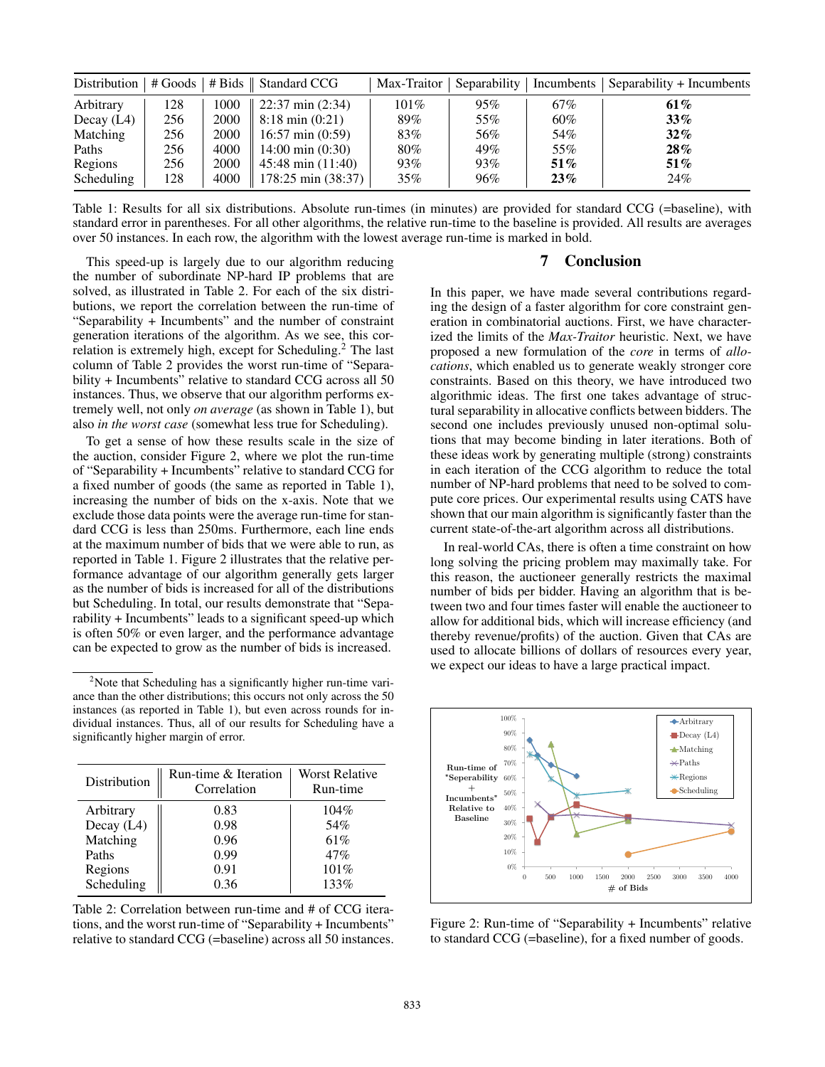| Distribution | # Goods | # Bids | Standard CCG | Max-Traitor | Separability | Incumbents | Separability + Incumbents |
|---|---|---|---|---|---|---|---|
| Arbitrary | 128 | 1000 | 22:37 min (2:34) | 101% | 95% | 67% | **61%** |
| Decay (L4) | 256 | 2000 | 8:18 min (0:21) | 89% | 55% | 60% | **33%** |
| Matching | 256 | 2000 | 16:57 min (0:59) | 83% | 56% | 54% | **32%** |
| Paths | 256 | 4000 | 14:00 min (0:30) | 80% | 49% | 55% | **28%** |
| Regions | 256 | 2000 | 45:48 min (11:40) | 93% | 93% | **51%** | **51%** |
| Scheduling | 128 | 4000 | 178:25 min (38:37) | 35% | 96% | **23%** | 24% |

Table 1: Results for all six distributions. Absolute run-times (in minutes) are provided for standard CCG (=baseline), with standard error in parentheses. For all other algorithms, the relative run-time to the baseline is provided. All results are averages over 50 instances. In each row, the algorithm with the lowest average run-time is marked in bold.

This speed-up is largely due to our algorithm reducing the number of subordinate NP-hard IP problems that are solved, as illustrated in Table 2. For each of the six distributions, we report the correlation between the run-time of "Separability + Incumbents" and the number of constraint generation iterations of the algorithm. As we see, this correlation is extremely high, except for Scheduling.[2] The last column of Table 2 provides the worst run-time of "Separability + Incumbents" relative to standard CCG across all 50 instances. Thus, we observe that our algorithm performs extremely well, not only *on average* (as shown in Table 1), but also *in the worst case* (somewhat less true for Scheduling).

To get a sense of how these results scale in the size of the auction, consider Figure 2, where we plot the run-time of "Separability + Incumbents" relative to standard CCG for a fixed number of goods (the same as reported in Table 1), increasing the number of bids on the x-axis. Note that we exclude those data points were the average run-time for standard CCG is less than 250ms. Furthermore, each line ends at the maximum number of bids that we were able to run, as reported in Table 1. Figure 2 illustrates that the relative performance advantage of our algorithm generally gets larger as the number of bids is increased for all of the distributions but Scheduling. In total, our results demonstrate that "Separability + Incumbents" leads to a significant speed-up which is often 50% or even larger, and the performance advantage can be expected to grow as the number of bids is increased.

[2] Note that Scheduling has a significantly higher run-time variance than the other distributions; this occurs not only across the 50 instances (as reported in Table 1), but even across rounds for individual instances. Thus, all of our results for Scheduling have a significantly higher margin of error.

| Distribution | Run-time & Iteration Correlation | Worst Relative Run-time |
|---|---|---|
| Arbitrary | 0.83 | 104% |
| Decay (L4) | 0.98 | 54% |
| Matching | 0.96 | 61% |
| Paths | 0.99 | 47% |
| Regions | 0.91 | 101% |
| Scheduling | 0.36 | 133% |

Table 2: Correlation between run-time and # of CCG iterations, and the worst run-time of "Separability + Incumbents" relative to standard CCG (=baseline) across all 50 instances.

## 7 Conclusion

In this paper, we have made several contributions regarding the design of a faster algorithm for core constraint generation in combinatorial auctions. First, we have characterized the limits of the *Max-Traitor* heuristic. Next, we have proposed a new formulation of the *core* in terms of *allocations*, which enabled us to generate weakly stronger core constraints. Based on this theory, we have introduced two algorithmic ideas. The first one takes advantage of structural separability in allocative conflicts between bidders. The second one includes previously unused non-optimal solutions that may become binding in later iterations. Both of these ideas work by generating multiple (strong) constraints in each iteration of the CCG algorithm to reduce the total number of NP-hard problems that need to be solved to compute core prices. Our experimental results using CATS have shown that our main algorithm is significantly faster than the current state-of-the-art algorithm across all distributions.

In real-world CAs, there is often a time constraint on how long solving the pricing problem may maximally take. For this reason, the auctioneer generally restricts the maximal number of bids per bidder. Having an algorithm that is between two and four times faster will enable the auctioneer to allow for additional bids, which will increase efficiency (and thereby revenue/profits) of the auction. Given that CAs are used to allocate billions of dollars of resources every year, we expect our ideas to have a large practical impact.

Figure 2: Run-time of "Separability + Incumbents" relative to standard CCG (=baseline), for a fixed number of goods.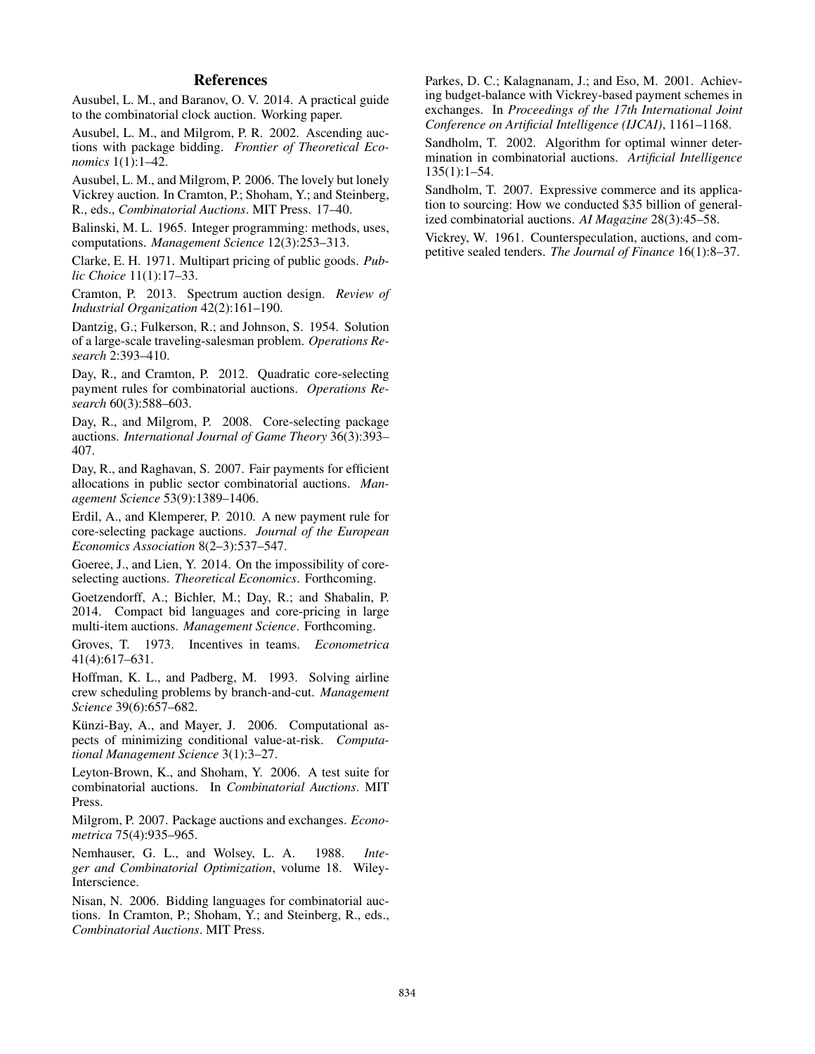## References

Ausubel, L. M., and Baranov, O. V. 2014. A practical guide to the combinatorial clock auction. Working paper.

Ausubel, L. M., and Milgrom, P. R. 2002. Ascending auctions with package bidding. *Frontier of Theoretical Economics* 1(1):1–42.

Ausubel, L. M., and Milgrom, P. 2006. The lovely but lonely Vickrey auction. In Cramton, P.; Shoham, Y.; and Steinberg, R., eds., *Combinatorial Auctions*. MIT Press. 17–40.

Balinski, M. L. 1965. Integer programming: methods, uses, computations. *Management Science* 12(3):253–313.

Clarke, E. H. 1971. Multipart pricing of public goods. *Public Choice* 11(1):17–33.

Cramton, P. 2013. Spectrum auction design. *Review of Industrial Organization* 42(2):161–190.

Dantzig, G.; Fulkerson, R.; and Johnson, S. 1954. Solution of a large-scale traveling-salesman problem. *Operations Research* 2:393–410.

Day, R., and Cramton, P. 2012. Quadratic core-selecting payment rules for combinatorial auctions. *Operations Research* 60(3):588–603.

Day, R., and Milgrom, P. 2008. Core-selecting package auctions. *International Journal of Game Theory* 36(3):393–407.

Day, R., and Raghavan, S. 2007. Fair payments for efficient allocations in public sector combinatorial auctions. *Management Science* 53(9):1389–1406.

Erdil, A., and Klemperer, P. 2010. A new payment rule for core-selecting package auctions. *Journal of the European Economics Association* 8(2–3):537–547.

Goeree, J., and Lien, Y. 2014. On the impossibility of core-selecting auctions. *Theoretical Economics*. Forthcoming.

Goetzendorff, A.; Bichler, M.; Day, R.; and Shabalin, P. 2014. Compact bid languages and core-pricing in large multi-item auctions. *Management Science*. Forthcoming.

Groves, T. 1973. Incentives in teams. *Econometrica* 41(4):617–631.

Hoffman, K. L., and Padberg, M. 1993. Solving airline crew scheduling problems by branch-and-cut. *Management Science* 39(6):657–682.

Künzi-Bay, A., and Mayer, J. 2006. Computational aspects of minimizing conditional value-at-risk. *Computational Management Science* 3(1):3–27.

Leyton-Brown, K., and Shoham, Y. 2006. A test suite for combinatorial auctions. In *Combinatorial Auctions*. MIT Press.

Milgrom, P. 2007. Package auctions and exchanges. *Econometrica* 75(4):935–965.

Nemhauser, G. L., and Wolsey, L. A. 1988. *Integer and Combinatorial Optimization*, volume 18. Wiley-Interscience.

Nisan, N. 2006. Bidding languages for combinatorial auctions. In Cramton, P.; Shoham, Y.; and Steinberg, R., eds., *Combinatorial Auctions*. MIT Press.

Parkes, D. C.; Kalagnanam, J.; and Eso, M. 2001. Achieving budget-balance with Vickrey-based payment schemes in exchanges. In *Proceedings of the 17th International Joint Conference on Artificial Intelligence (IJCAI)*, 1161–1168.

Sandholm, T. 2002. Algorithm for optimal winner determination in combinatorial auctions. *Artificial Intelligence* 135(1):1–54.

Sandholm, T. 2007. Expressive commerce and its application to sourcing: How we conducted $35 billion of generalized combinatorial auctions. *AI Magazine* 28(3):45–58.

Vickrey, W. 1961. Counterspeculation, auctions, and competitive sealed tenders. *The Journal of Finance* 16(1):8–37.